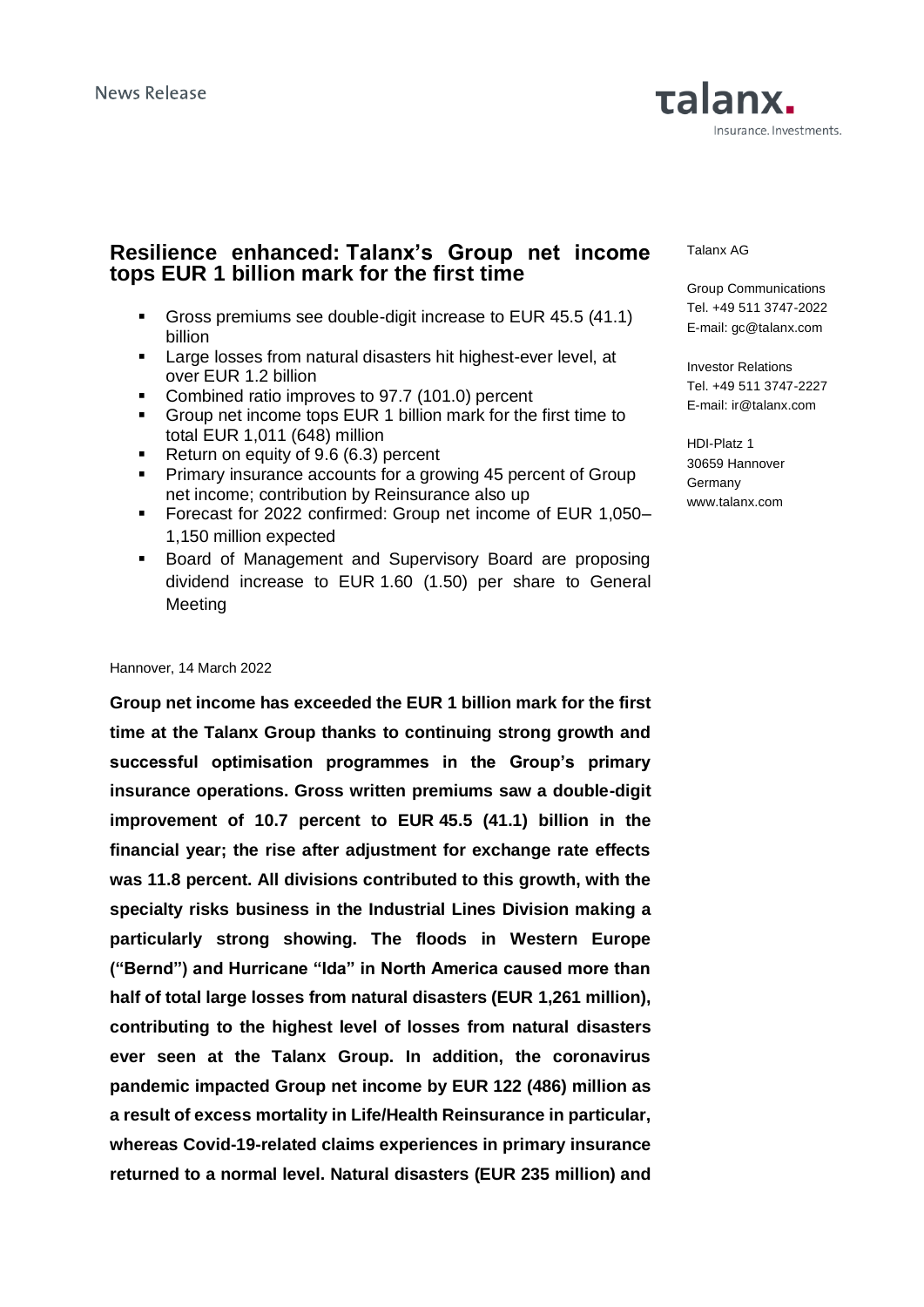News Release

# Resilience enhanced: Talanx's Group net income tops EUR 1 billion mark for the first time

- Gross premiums see double-digit increase to EUR 45.5 (41.1) billion
- Large losses from natural disasters hit highest-ever level, at over EUR 1.2 billion
- Combined ratio improves to 97.7 (101.0) percent
- Group net income tops EUR 1 billion mark for the first time to total EUR 1,011 (648) million
- Return on equity of 9.6 (6.3) percent
- Primary insurance accounts for a growing 45 percent of Group net income; contribution by Reinsurance also up
- Forecast for 2022 confirmed: Group net income of EUR 1,050–1,150 million expected
- Board of Management and Supervisory Board are proposing dividend increase to EUR 1.60 (1.50) per share to General Meeting

Talanx AG

Group Communications
Tel. +49 511 3747-2022
E-mail: gc@talanx.com

Investor Relations
Tel. +49 511 3747-2227
E-mail: ir@talanx.com

HDI-Platz 1
30659 Hannover
Germany
www.talanx.com

Hannover, 14 March 2022

**Group net income has exceeded the EUR 1 billion mark for the first time at the Talanx Group thanks to continuing strong growth and successful optimisation programmes in the Group's primary insurance operations. Gross written premiums saw a double-digit improvement of 10.7 percent to EUR 45.5 (41.1) billion in the financial year; the rise after adjustment for exchange rate effects was 11.8 percent. All divisions contributed to this growth, with the specialty risks business in the Industrial Lines Division making a particularly strong showing. The floods in Western Europe ("Bernd") and Hurricane "Ida" in North America caused more than half of total large losses from natural disasters (EUR 1,261 million), contributing to the highest level of losses from natural disasters ever seen at the Talanx Group. In addition, the coronavirus pandemic impacted Group net income by EUR 122 (486) million as a result of excess mortality in Life/Health Reinsurance in particular, whereas Covid-19-related claims experiences in primary insurance returned to a normal level. Natural disasters (EUR 235 million) and**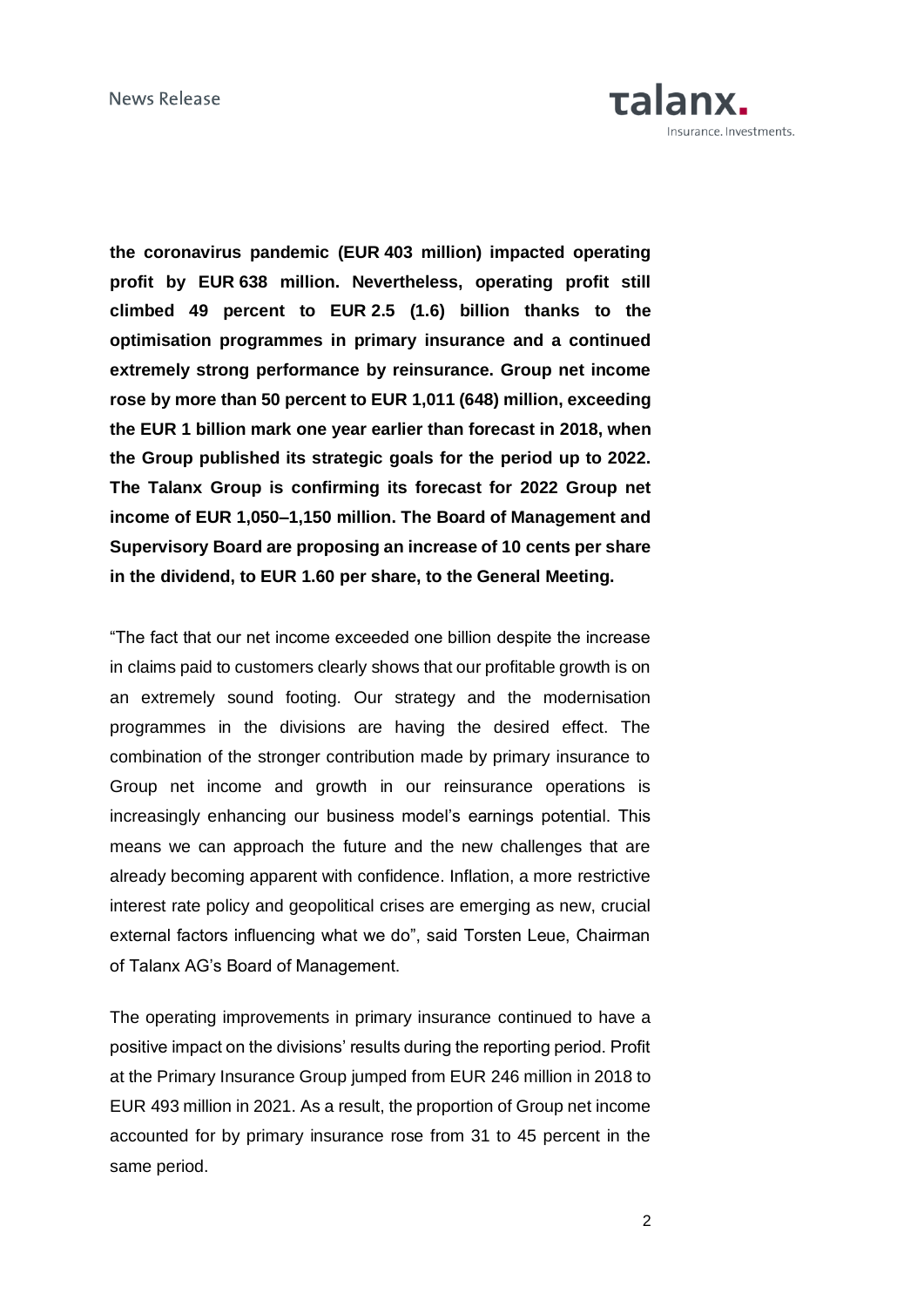**the coronavirus pandemic (EUR 403 million) impacted operating profit by EUR 638 million. Nevertheless, operating profit still climbed 49 percent to EUR 2.5 (1.6) billion thanks to the optimisation programmes in primary insurance and a continued extremely strong performance by reinsurance. Group net income rose by more than 50 percent to EUR 1,011 (648) million, exceeding the EUR 1 billion mark one year earlier than forecast in 2018, when the Group published its strategic goals for the period up to 2022. The Talanx Group is confirming its forecast for 2022 Group net income of EUR 1,050–1,150 million. The Board of Management and Supervisory Board are proposing an increase of 10 cents per share in the dividend, to EUR 1.60 per share, to the General Meeting.**

"The fact that our net income exceeded one billion despite the increase in claims paid to customers clearly shows that our profitable growth is on an extremely sound footing. Our strategy and the modernisation programmes in the divisions are having the desired effect. The combination of the stronger contribution made by primary insurance to Group net income and growth in our reinsurance operations is increasingly enhancing our business model's earnings potential. This means we can approach the future and the new challenges that are already becoming apparent with confidence. Inflation, a more restrictive interest rate policy and geopolitical crises are emerging as new, crucial external factors influencing what we do", said Torsten Leue, Chairman of Talanx AG's Board of Management.

The operating improvements in primary insurance continued to have a positive impact on the divisions' results during the reporting period. Profit at the Primary Insurance Group jumped from EUR 246 million in 2018 to EUR 493 million in 2021. As a result, the proportion of Group net income accounted for by primary insurance rose from 31 to 45 percent in the same period.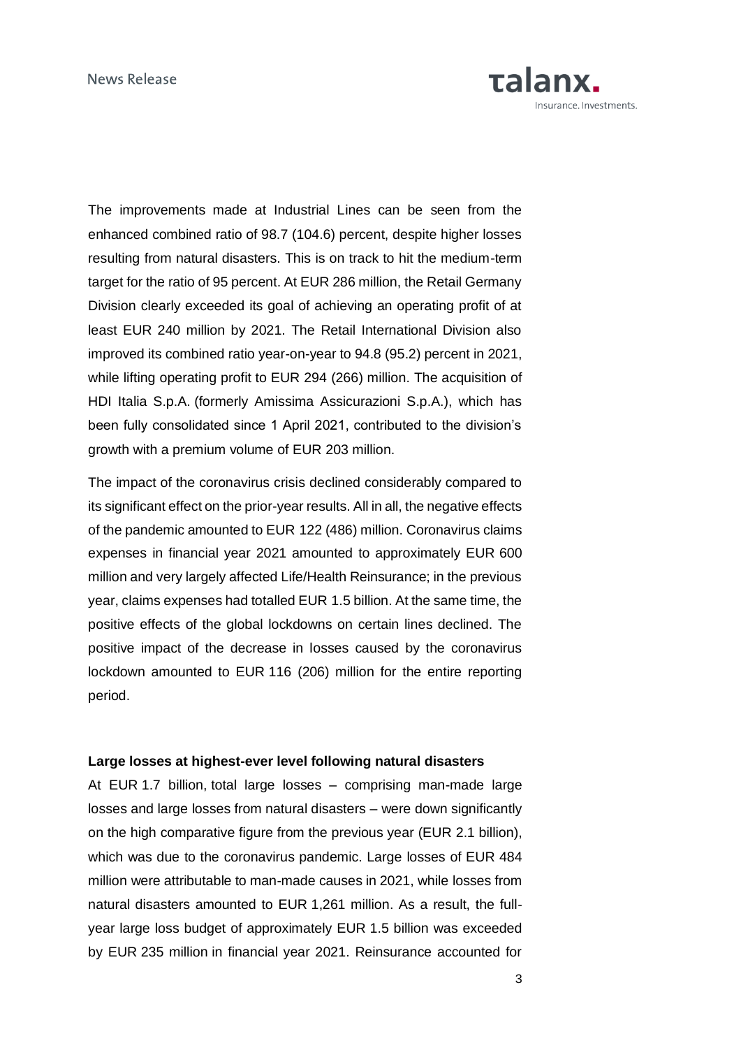The improvements made at Industrial Lines can be seen from the enhanced combined ratio of 98.7 (104.6) percent, despite higher losses resulting from natural disasters. This is on track to hit the medium-term target for the ratio of 95 percent. At EUR 286 million, the Retail Germany Division clearly exceeded its goal of achieving an operating profit of at least EUR 240 million by 2021. The Retail International Division also improved its combined ratio year-on-year to 94.8 (95.2) percent in 2021, while lifting operating profit to EUR 294 (266) million. The acquisition of HDI Italia S.p.A. (formerly Amissima Assicurazioni S.p.A.), which has been fully consolidated since 1 April 2021, contributed to the division's growth with a premium volume of EUR 203 million.

The impact of the coronavirus crisis declined considerably compared to its significant effect on the prior-year results. All in all, the negative effects of the pandemic amounted to EUR 122 (486) million. Coronavirus claims expenses in financial year 2021 amounted to approximately EUR 600 million and very largely affected Life/Health Reinsurance; in the previous year, claims expenses had totalled EUR 1.5 billion. At the same time, the positive effects of the global lockdowns on certain lines declined. The positive impact of the decrease in losses caused by the coronavirus lockdown amounted to EUR 116 (206) million for the entire reporting period.

**Large losses at highest-ever level following natural disasters**

At EUR 1.7 billion, total large losses – comprising man-made large losses and large losses from natural disasters – were down significantly on the high comparative figure from the previous year (EUR 2.1 billion), which was due to the coronavirus pandemic. Large losses of EUR 484 million were attributable to man-made causes in 2021, while losses from natural disasters amounted to EUR 1,261 million. As a result, the full-year large loss budget of approximately EUR 1.5 billion was exceeded by EUR 235 million in financial year 2021. Reinsurance accounted for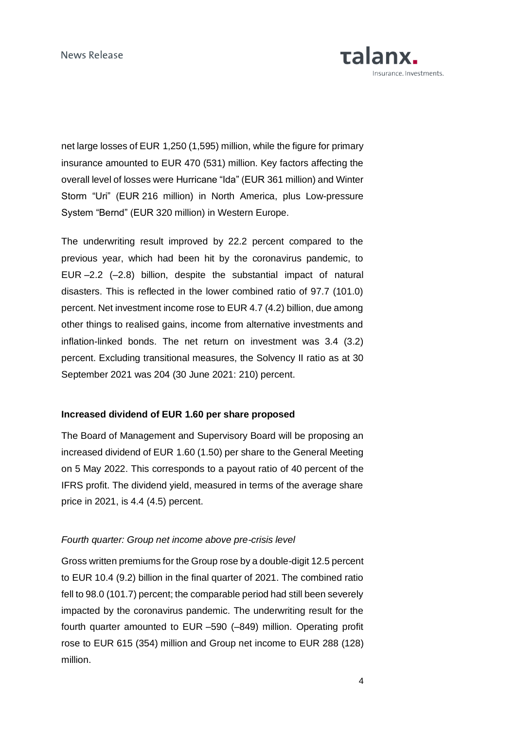net large losses of EUR 1,250 (1,595) million, while the figure for primary insurance amounted to EUR 470 (531) million. Key factors affecting the overall level of losses were Hurricane "Ida" (EUR 361 million) and Winter Storm "Uri" (EUR 216 million) in North America, plus Low-pressure System "Bernd" (EUR 320 million) in Western Europe.

The underwriting result improved by 22.2 percent compared to the previous year, which had been hit by the coronavirus pandemic, to EUR –2.2 (–2.8) billion, despite the substantial impact of natural disasters. This is reflected in the lower combined ratio of 97.7 (101.0) percent. Net investment income rose to EUR 4.7 (4.2) billion, due among other things to realised gains, income from alternative investments and inflation-linked bonds. The net return on investment was 3.4 (3.2) percent. Excluding transitional measures, the Solvency II ratio as at 30 September 2021 was 204 (30 June 2021: 210) percent.

**Increased dividend of EUR 1.60 per share proposed**

The Board of Management and Supervisory Board will be proposing an increased dividend of EUR 1.60 (1.50) per share to the General Meeting on 5 May 2022. This corresponds to a payout ratio of 40 percent of the IFRS profit. The dividend yield, measured in terms of the average share price in 2021, is 4.4 (4.5) percent.

*Fourth quarter: Group net income above pre-crisis level*

Gross written premiums for the Group rose by a double-digit 12.5 percent to EUR 10.4 (9.2) billion in the final quarter of 2021. The combined ratio fell to 98.0 (101.7) percent; the comparable period had still been severely impacted by the coronavirus pandemic. The underwriting result for the fourth quarter amounted to EUR –590 (–849) million. Operating profit rose to EUR 615 (354) million and Group net income to EUR 288 (128) million.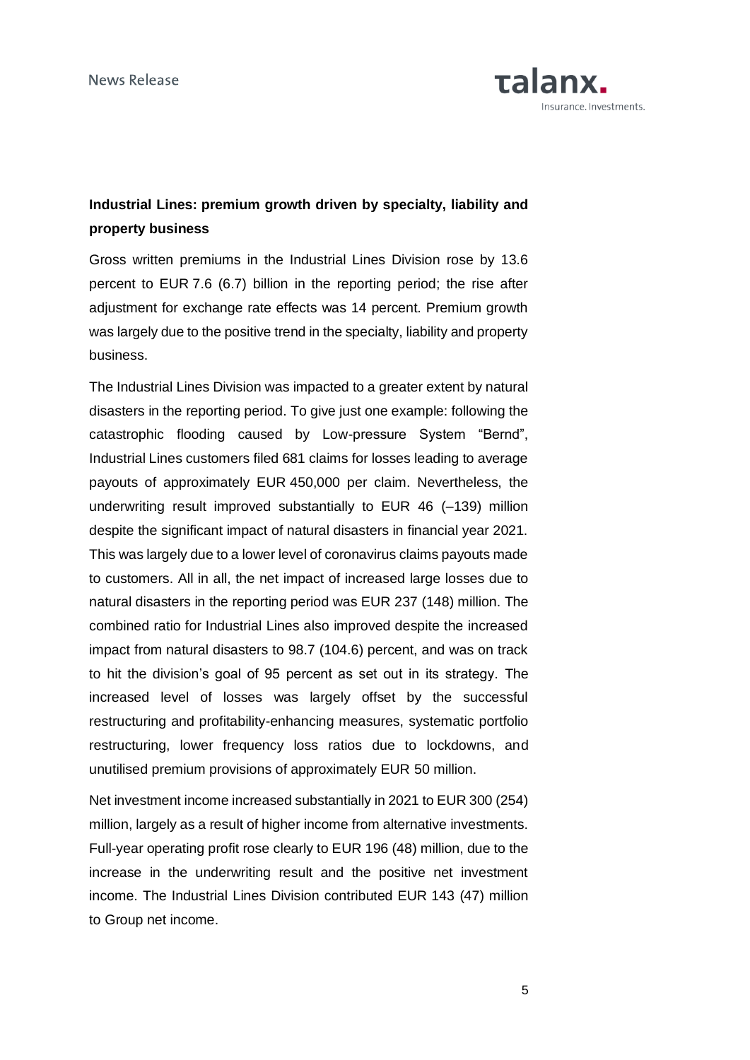## Industrial Lines: premium growth driven by specialty, liability and property business

Gross written premiums in the Industrial Lines Division rose by 13.6 percent to EUR 7.6 (6.7) billion in the reporting period; the rise after adjustment for exchange rate effects was 14 percent. Premium growth was largely due to the positive trend in the specialty, liability and property business.

The Industrial Lines Division was impacted to a greater extent by natural disasters in the reporting period. To give just one example: following the catastrophic flooding caused by Low-pressure System "Bernd", Industrial Lines customers filed 681 claims for losses leading to average payouts of approximately EUR 450,000 per claim. Nevertheless, the underwriting result improved substantially to EUR 46 (–139) million despite the significant impact of natural disasters in financial year 2021. This was largely due to a lower level of coronavirus claims payouts made to customers. All in all, the net impact of increased large losses due to natural disasters in the reporting period was EUR 237 (148) million. The combined ratio for Industrial Lines also improved despite the increased impact from natural disasters to 98.7 (104.6) percent, and was on track to hit the division's goal of 95 percent as set out in its strategy. The increased level of losses was largely offset by the successful restructuring and profitability-enhancing measures, systematic portfolio restructuring, lower frequency loss ratios due to lockdowns, and unutilised premium provisions of approximately EUR 50 million.

Net investment income increased substantially in 2021 to EUR 300 (254) million, largely as a result of higher income from alternative investments. Full-year operating profit rose clearly to EUR 196 (48) million, due to the increase in the underwriting result and the positive net investment income. The Industrial Lines Division contributed EUR 143 (47) million to Group net income.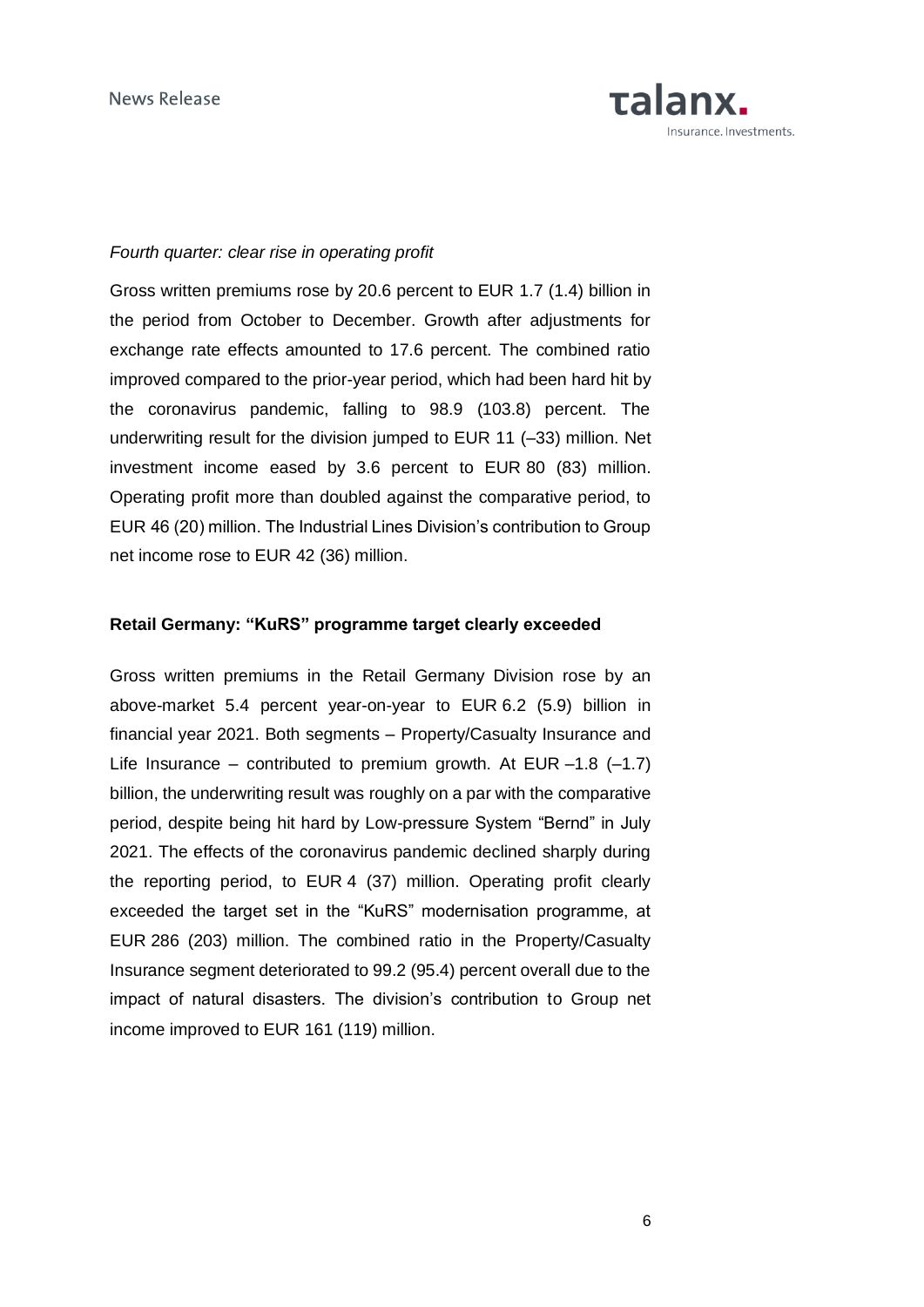*Fourth quarter: clear rise in operating profit*

Gross written premiums rose by 20.6 percent to EUR 1.7 (1.4) billion in the period from October to December. Growth after adjustments for exchange rate effects amounted to 17.6 percent. The combined ratio improved compared to the prior-year period, which had been hard hit by the coronavirus pandemic, falling to 98.9 (103.8) percent. The underwriting result for the division jumped to EUR 11 (–33) million. Net investment income eased by 3.6 percent to EUR 80 (83) million. Operating profit more than doubled against the comparative period, to EUR 46 (20) million. The Industrial Lines Division's contribution to Group net income rose to EUR 42 (36) million.

**Retail Germany: "KuRS" programme target clearly exceeded**

Gross written premiums in the Retail Germany Division rose by an above-market 5.4 percent year-on-year to EUR 6.2 (5.9) billion in financial year 2021. Both segments – Property/Casualty Insurance and Life Insurance – contributed to premium growth. At EUR –1.8 (–1.7) billion, the underwriting result was roughly on a par with the comparative period, despite being hit hard by Low-pressure System "Bernd" in July 2021. The effects of the coronavirus pandemic declined sharply during the reporting period, to EUR 4 (37) million. Operating profit clearly exceeded the target set in the "KuRS" modernisation programme, at EUR 286 (203) million. The combined ratio in the Property/Casualty Insurance segment deteriorated to 99.2 (95.4) percent overall due to the impact of natural disasters. The division's contribution to Group net income improved to EUR 161 (119) million.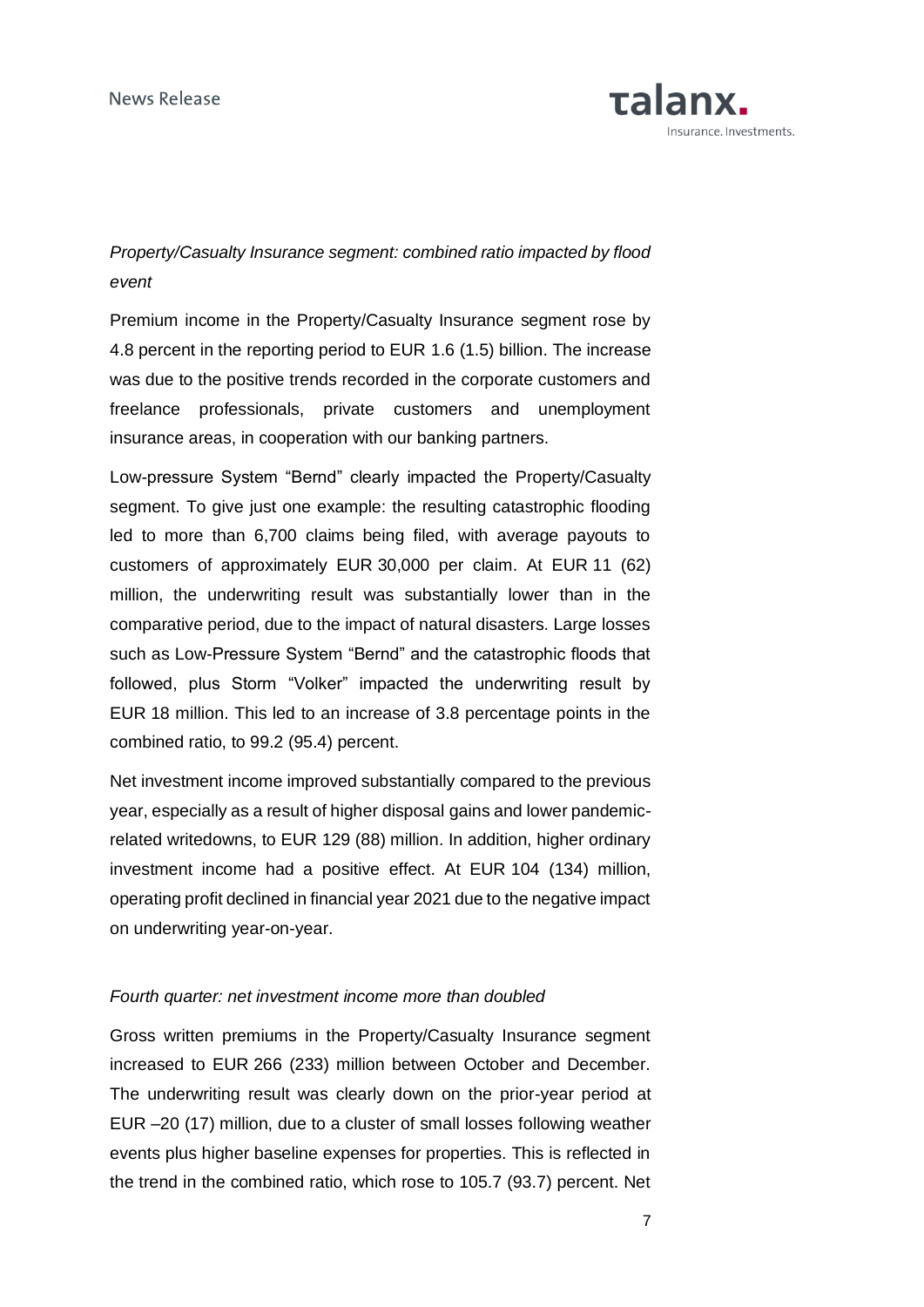*Property/Casualty Insurance segment: combined ratio impacted by flood event*

Premium income in the Property/Casualty Insurance segment rose by 4.8 percent in the reporting period to EUR 1.6 (1.5) billion. The increase was due to the positive trends recorded in the corporate customers and freelance professionals, private customers and unemployment insurance areas, in cooperation with our banking partners.

Low-pressure System "Bernd" clearly impacted the Property/Casualty segment. To give just one example: the resulting catastrophic flooding led to more than 6,700 claims being filed, with average payouts to customers of approximately EUR 30,000 per claim. At EUR 11 (62) million, the underwriting result was substantially lower than in the comparative period, due to the impact of natural disasters. Large losses such as Low-Pressure System "Bernd" and the catastrophic floods that followed, plus Storm "Volker" impacted the underwriting result by EUR 18 million. This led to an increase of 3.8 percentage points in the combined ratio, to 99.2 (95.4) percent.

Net investment income improved substantially compared to the previous year, especially as a result of higher disposal gains and lower pandemic-related writedowns, to EUR 129 (88) million. In addition, higher ordinary investment income had a positive effect. At EUR 104 (134) million, operating profit declined in financial year 2021 due to the negative impact on underwriting year-on-year.

*Fourth quarter: net investment income more than doubled*

Gross written premiums in the Property/Casualty Insurance segment increased to EUR 266 (233) million between October and December. The underwriting result was clearly down on the prior-year period at EUR –20 (17) million, due to a cluster of small losses following weather events plus higher baseline expenses for properties. This is reflected in the trend in the combined ratio, which rose to 105.7 (93.7) percent. Net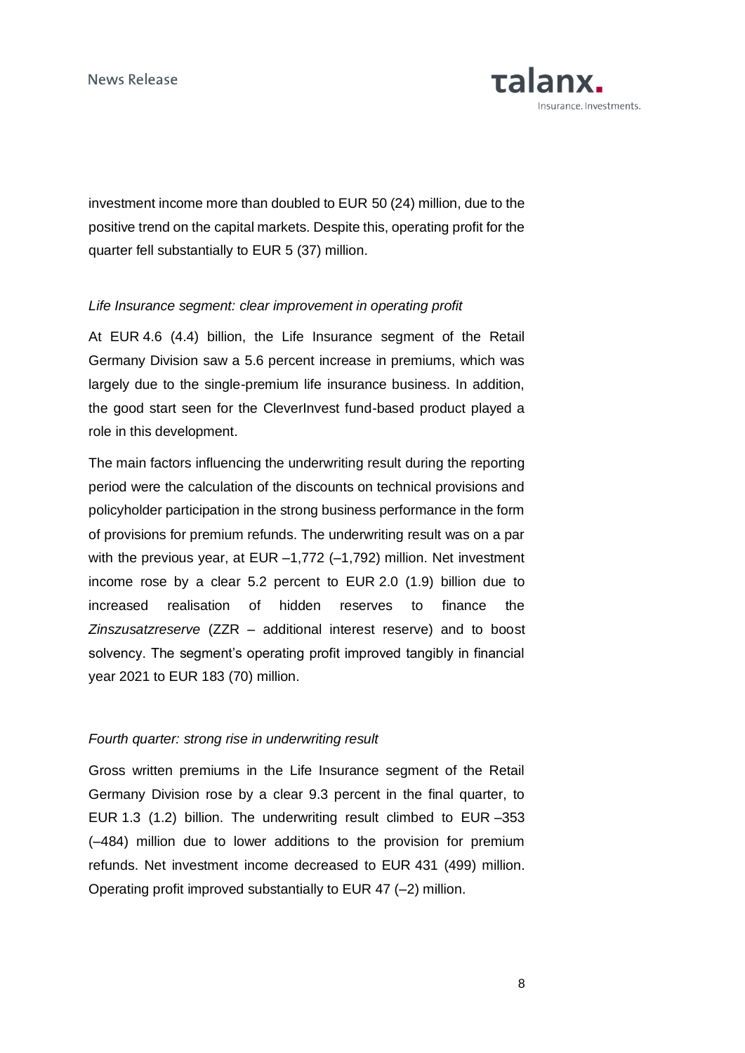investment income more than doubled to EUR 50 (24) million, due to the positive trend on the capital markets. Despite this, operating profit for the quarter fell substantially to EUR 5 (37) million.

*Life Insurance segment: clear improvement in operating profit*

At EUR 4.6 (4.4) billion, the Life Insurance segment of the Retail Germany Division saw a 5.6 percent increase in premiums, which was largely due to the single-premium life insurance business. In addition, the good start seen for the CleverInvest fund-based product played a role in this development.

The main factors influencing the underwriting result during the reporting period were the calculation of the discounts on technical provisions and policyholder participation in the strong business performance in the form of provisions for premium refunds. The underwriting result was on a par with the previous year, at EUR –1,772 (–1,792) million. Net investment income rose by a clear 5.2 percent to EUR 2.0 (1.9) billion due to increased realisation of hidden reserves to finance the *Zinszusatzreserve* (ZZR – additional interest reserve) and to boost solvency. The segment's operating profit improved tangibly in financial year 2021 to EUR 183 (70) million.

*Fourth quarter: strong rise in underwriting result*

Gross written premiums in the Life Insurance segment of the Retail Germany Division rose by a clear 9.3 percent in the final quarter, to EUR 1.3 (1.2) billion. The underwriting result climbed to EUR –353 (–484) million due to lower additions to the provision for premium refunds. Net investment income decreased to EUR 431 (499) million. Operating profit improved substantially to EUR 47 (–2) million.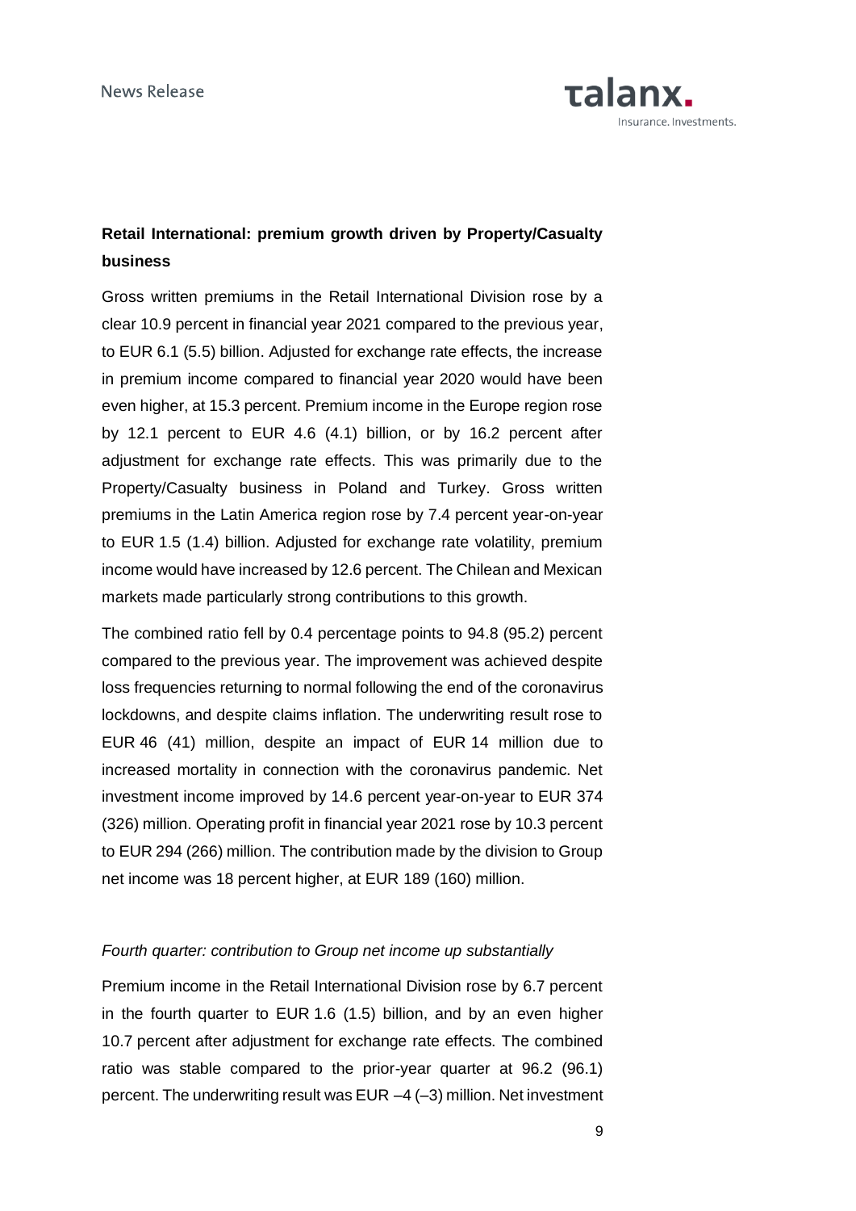## Retail International: premium growth driven by Property/Casualty business

Gross written premiums in the Retail International Division rose by a clear 10.9 percent in financial year 2021 compared to the previous year, to EUR 6.1 (5.5) billion. Adjusted for exchange rate effects, the increase in premium income compared to financial year 2020 would have been even higher, at 15.3 percent. Premium income in the Europe region rose by 12.1 percent to EUR 4.6 (4.1) billion, or by 16.2 percent after adjustment for exchange rate effects. This was primarily due to the Property/Casualty business in Poland and Turkey. Gross written premiums in the Latin America region rose by 7.4 percent year-on-year to EUR 1.5 (1.4) billion. Adjusted for exchange rate volatility, premium income would have increased by 12.6 percent. The Chilean and Mexican markets made particularly strong contributions to this growth.

The combined ratio fell by 0.4 percentage points to 94.8 (95.2) percent compared to the previous year. The improvement was achieved despite loss frequencies returning to normal following the end of the coronavirus lockdowns, and despite claims inflation. The underwriting result rose to EUR 46 (41) million, despite an impact of EUR 14 million due to increased mortality in connection with the coronavirus pandemic. Net investment income improved by 14.6 percent year-on-year to EUR 374 (326) million. Operating profit in financial year 2021 rose by 10.3 percent to EUR 294 (266) million. The contribution made by the division to Group net income was 18 percent higher, at EUR 189 (160) million.

*Fourth quarter: contribution to Group net income up substantially*

Premium income in the Retail International Division rose by 6.7 percent in the fourth quarter to EUR 1.6 (1.5) billion, and by an even higher 10.7 percent after adjustment for exchange rate effects. The combined ratio was stable compared to the prior-year quarter at 96.2 (96.1) percent. The underwriting result was EUR –4 (–3) million. Net investment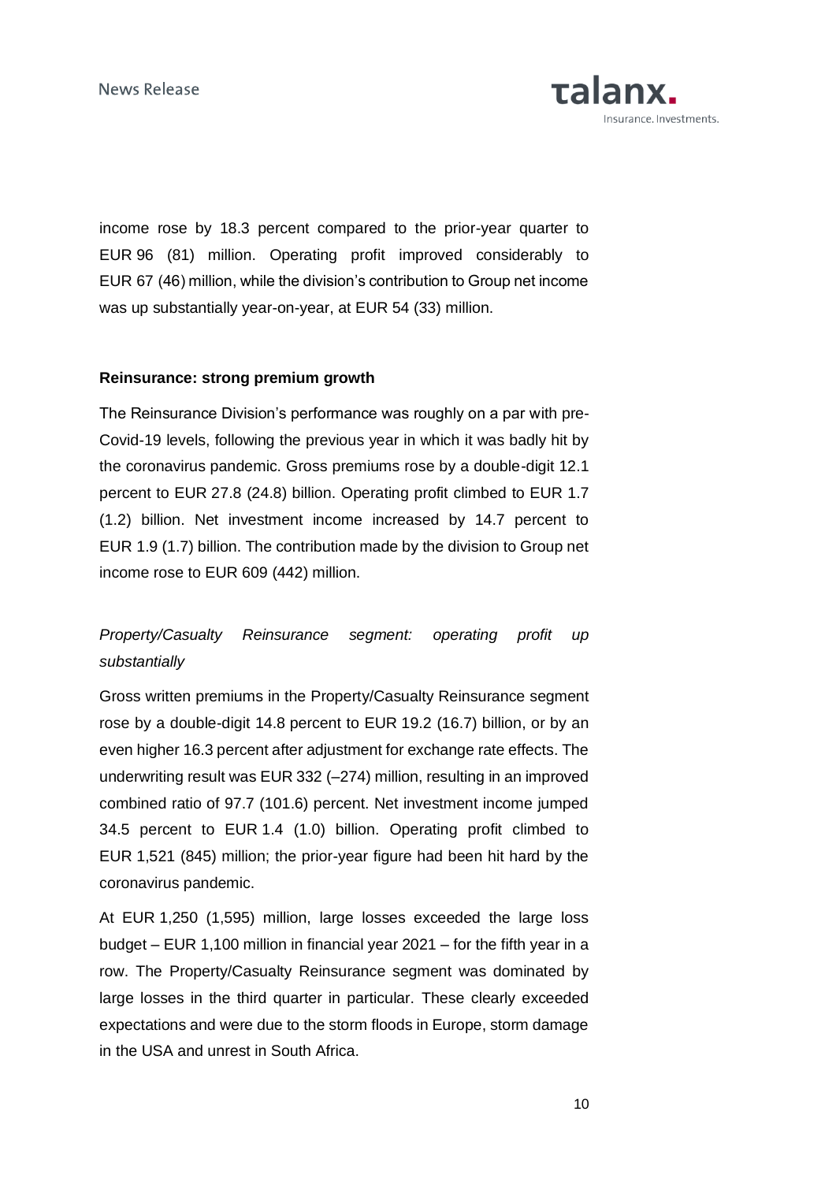income rose by 18.3 percent compared to the prior-year quarter to EUR 96 (81) million. Operating profit improved considerably to EUR 67 (46) million, while the division's contribution to Group net income was up substantially year-on-year, at EUR 54 (33) million.

**Reinsurance: strong premium growth**

The Reinsurance Division's performance was roughly on a par with pre-Covid-19 levels, following the previous year in which it was badly hit by the coronavirus pandemic. Gross premiums rose by a double-digit 12.1 percent to EUR 27.8 (24.8) billion. Operating profit climbed to EUR 1.7 (1.2) billion. Net investment income increased by 14.7 percent to EUR 1.9 (1.7) billion. The contribution made by the division to Group net income rose to EUR 609 (442) million.

*Property/Casualty Reinsurance segment: operating profit up substantially*

Gross written premiums in the Property/Casualty Reinsurance segment rose by a double-digit 14.8 percent to EUR 19.2 (16.7) billion, or by an even higher 16.3 percent after adjustment for exchange rate effects. The underwriting result was EUR 332 (–274) million, resulting in an improved combined ratio of 97.7 (101.6) percent. Net investment income jumped 34.5 percent to EUR 1.4 (1.0) billion. Operating profit climbed to EUR 1,521 (845) million; the prior-year figure had been hit hard by the coronavirus pandemic.

At EUR 1,250 (1,595) million, large losses exceeded the large loss budget – EUR 1,100 million in financial year 2021 – for the fifth year in a row. The Property/Casualty Reinsurance segment was dominated by large losses in the third quarter in particular. These clearly exceeded expectations and were due to the storm floods in Europe, storm damage in the USA and unrest in South Africa.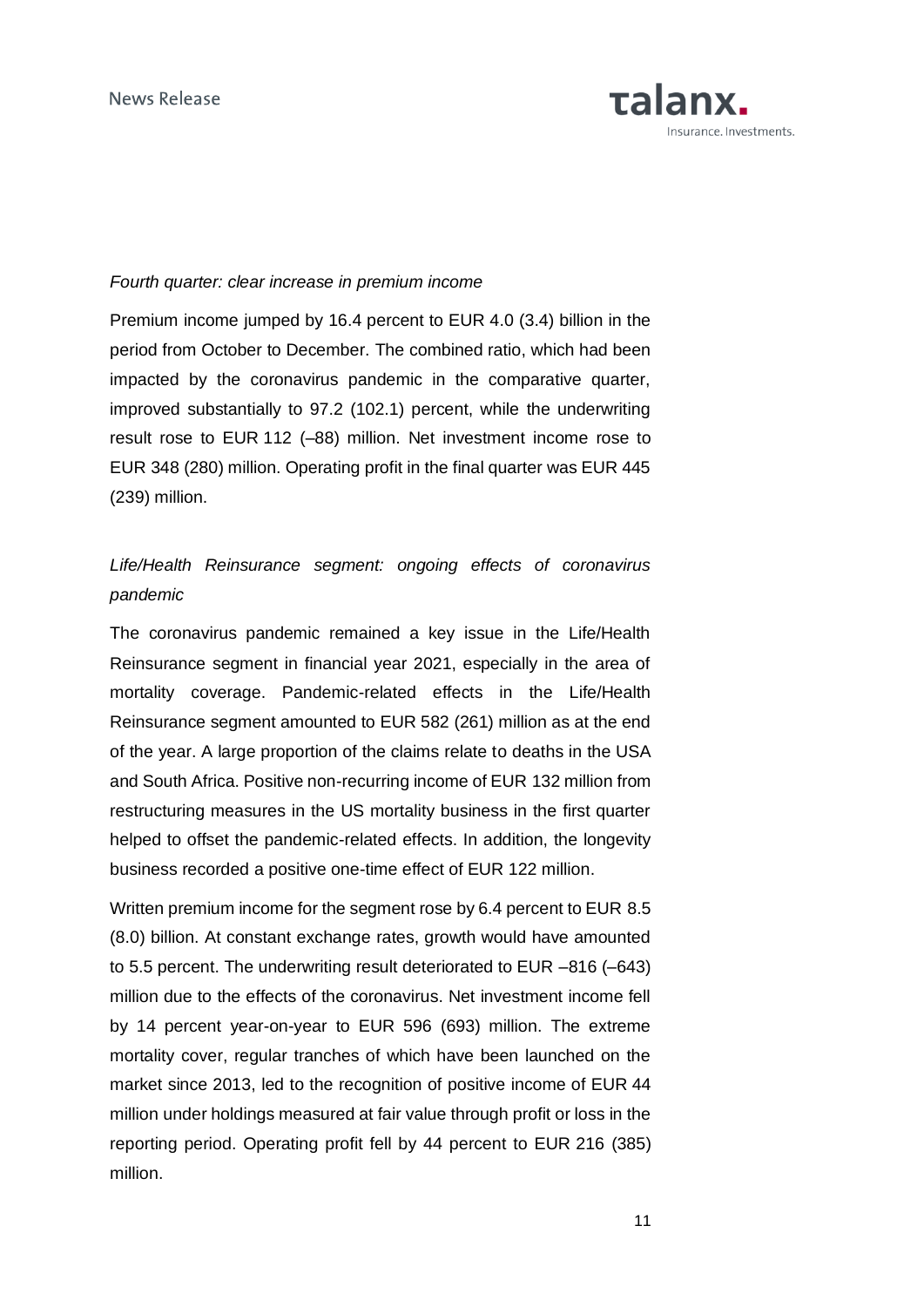*Fourth quarter: clear increase in premium income*

Premium income jumped by 16.4 percent to EUR 4.0 (3.4) billion in the period from October to December. The combined ratio, which had been impacted by the coronavirus pandemic in the comparative quarter, improved substantially to 97.2 (102.1) percent, while the underwriting result rose to EUR 112 (–88) million. Net investment income rose to EUR 348 (280) million. Operating profit in the final quarter was EUR 445 (239) million.

*Life/Health Reinsurance segment: ongoing effects of coronavirus pandemic*

The coronavirus pandemic remained a key issue in the Life/Health Reinsurance segment in financial year 2021, especially in the area of mortality coverage. Pandemic-related effects in the Life/Health Reinsurance segment amounted to EUR 582 (261) million as at the end of the year. A large proportion of the claims relate to deaths in the USA and South Africa. Positive non-recurring income of EUR 132 million from restructuring measures in the US mortality business in the first quarter helped to offset the pandemic-related effects. In addition, the longevity business recorded a positive one-time effect of EUR 122 million.

Written premium income for the segment rose by 6.4 percent to EUR 8.5 (8.0) billion. At constant exchange rates, growth would have amounted to 5.5 percent. The underwriting result deteriorated to EUR –816 (–643) million due to the effects of the coronavirus. Net investment income fell by 14 percent year-on-year to EUR 596 (693) million. The extreme mortality cover, regular tranches of which have been launched on the market since 2013, led to the recognition of positive income of EUR 44 million under holdings measured at fair value through profit or loss in the reporting period. Operating profit fell by 44 percent to EUR 216 (385) million.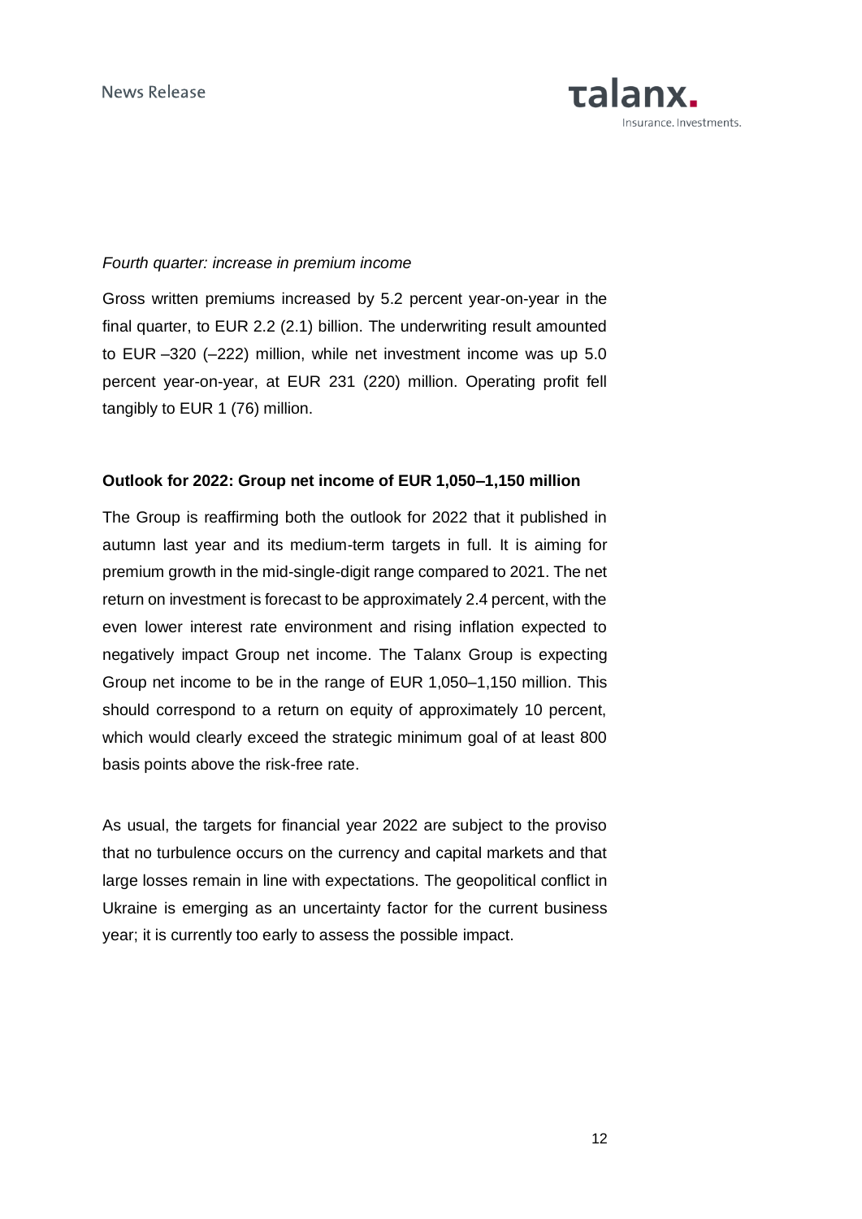*Fourth quarter: increase in premium income*

Gross written premiums increased by 5.2 percent year-on-year in the final quarter, to EUR 2.2 (2.1) billion. The underwriting result amounted to EUR –320 (–222) million, while net investment income was up 5.0 percent year-on-year, at EUR 231 (220) million. Operating profit fell tangibly to EUR 1 (76) million.

**Outlook for 2022: Group net income of EUR 1,050–1,150 million**

The Group is reaffirming both the outlook for 2022 that it published in autumn last year and its medium-term targets in full. It is aiming for premium growth in the mid-single-digit range compared to 2021. The net return on investment is forecast to be approximately 2.4 percent, with the even lower interest rate environment and rising inflation expected to negatively impact Group net income. The Talanx Group is expecting Group net income to be in the range of EUR 1,050–1,150 million. This should correspond to a return on equity of approximately 10 percent, which would clearly exceed the strategic minimum goal of at least 800 basis points above the risk-free rate.

As usual, the targets for financial year 2022 are subject to the proviso that no turbulence occurs on the currency and capital markets and that large losses remain in line with expectations. The geopolitical conflict in Ukraine is emerging as an uncertainty factor for the current business year; it is currently too early to assess the possible impact.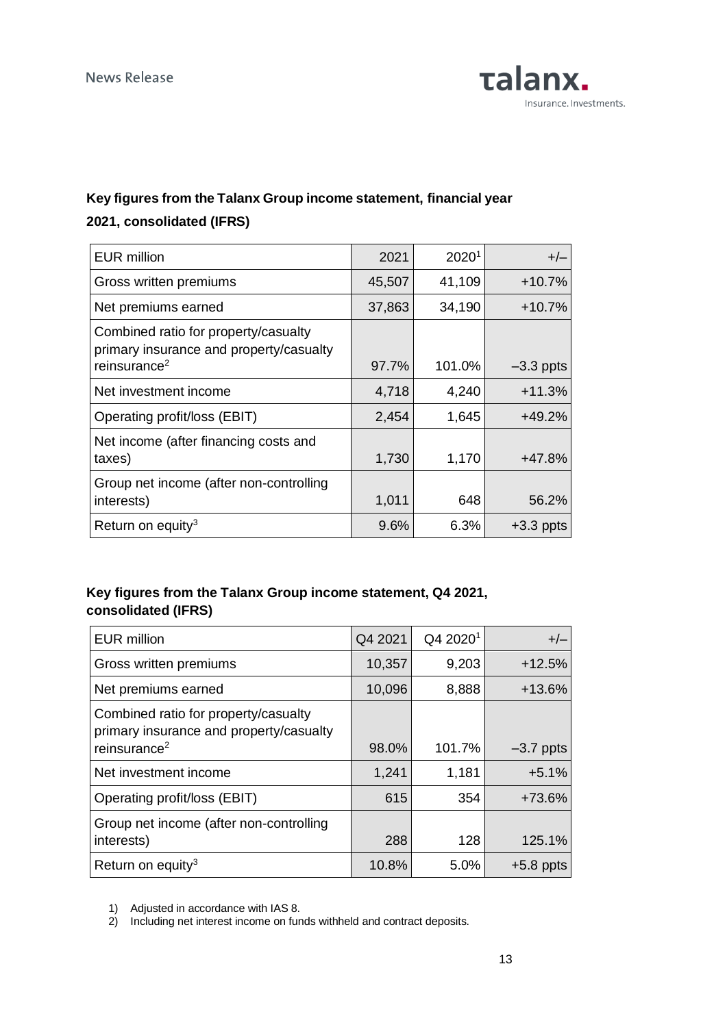**Key figures from the Talanx Group income statement, financial year 2021, consolidated (IFRS)**

| EUR million | 2021 | 2020[1] | +/– |
|---|---|---|---|
| Gross written premiums | 45,507 | 41,109 | +10.7% |
| Net premiums earned | 37,863 | 34,190 | +10.7% |
| Combined ratio for property/casualty primary insurance and property/casualty reinsurance[2] | 97.7% | 101.0% | –3.3 ppts |
| Net investment income | 4,718 | 4,240 | +11.3% |
| Operating profit/loss (EBIT) | 2,454 | 1,645 | +49.2% |
| Net income (after financing costs and taxes) | 1,730 | 1,170 | +47.8% |
| Group net income (after non-controlling interests) | 1,011 | 648 | 56.2% |
| Return on equity[3] | 9.6% | 6.3% | +3.3 ppts |

**Key figures from the Talanx Group income statement, Q4 2021, consolidated (IFRS)**

| EUR million | Q4 2021 | Q4 2020[1] | +/– |
|---|---|---|---|
| Gross written premiums | 10,357 | 9,203 | +12.5% |
| Net premiums earned | 10,096 | 8,888 | +13.6% |
| Combined ratio for property/casualty primary insurance and property/casualty reinsurance[2] | 98.0% | 101.7% | –3.7 ppts |
| Net investment income | 1,241 | 1,181 | +5.1% |
| Operating profit/loss (EBIT) | 615 | 354 | +73.6% |
| Group net income (after non-controlling interests) | 288 | 128 | 125.1% |
| Return on equity[3] | 10.8% | 5.0% | +5.8 ppts |

1) Adjusted in accordance with IAS 8.
2) Including net interest income on funds withheld and contract deposits.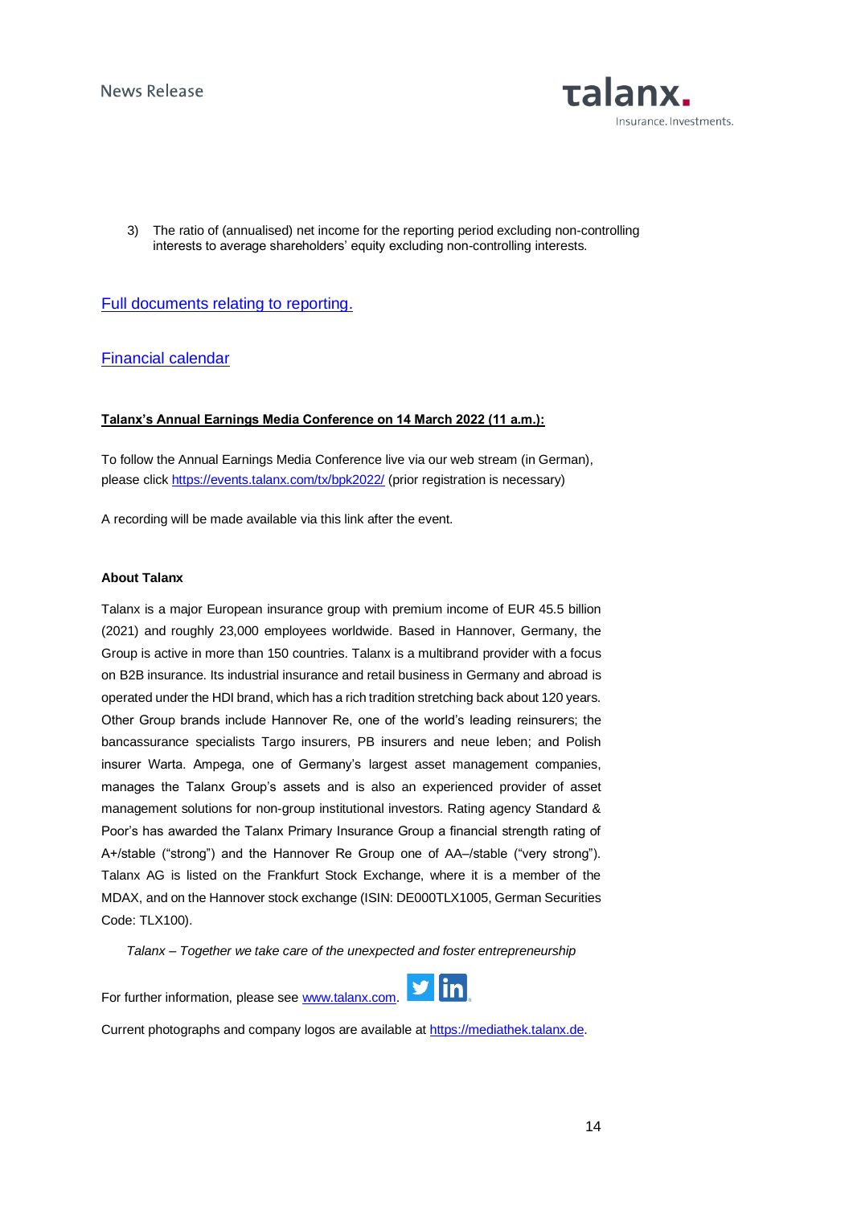3) The ratio of (annualised) net income for the reporting period excluding non-controlling interests to average shareholders' equity excluding non-controlling interests.

Full documents relating to reporting.

Financial calendar

**Talanx's Annual Earnings Media Conference on 14 March 2022 (11 a.m.):**

To follow the Annual Earnings Media Conference live via our web stream (in German), please click https://events.talanx.com/tx/bpk2022/ (prior registration is necessary)

A recording will be made available via this link after the event.

**About Talanx**

Talanx is a major European insurance group with premium income of EUR 45.5 billion (2021) and roughly 23,000 employees worldwide. Based in Hannover, Germany, the Group is active in more than 150 countries. Talanx is a multibrand provider with a focus on B2B insurance. Its industrial insurance and retail business in Germany and abroad is operated under the HDI brand, which has a rich tradition stretching back about 120 years. Other Group brands include Hannover Re, one of the world's leading reinsurers; the bancassurance specialists Targo insurers, PB insurers and neue leben; and Polish insurer Warta. Ampega, one of Germany's largest asset management companies, manages the Talanx Group's assets and is also an experienced provider of asset management solutions for non-group institutional investors. Rating agency Standard & Poor's has awarded the Talanx Primary Insurance Group a financial strength rating of A+/stable ("strong") and the Hannover Re Group one of AA–/stable ("very strong"). Talanx AG is listed on the Frankfurt Stock Exchange, where it is a member of the MDAX, and on the Hannover stock exchange (ISIN: DE000TLX1005, German Securities Code: TLX100).

*Talanx – Together we take care of the unexpected and foster entrepreneurship*

For further information, please see www.talanx.com.

Current photographs and company logos are available at https://mediathek.talanx.de.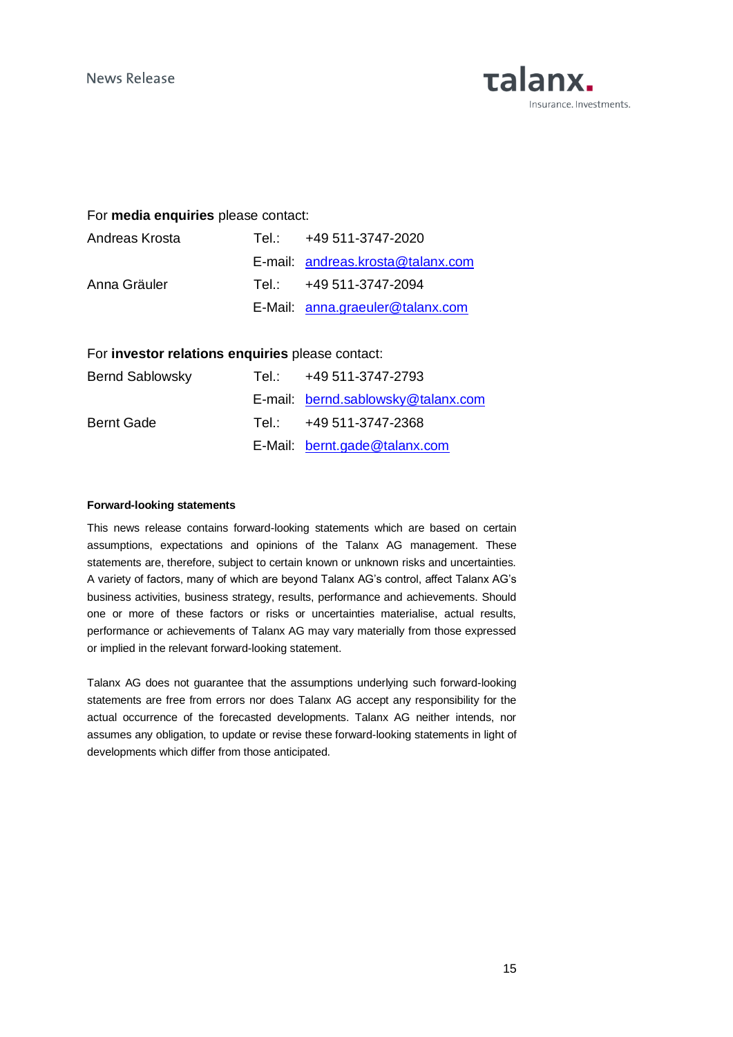For **media enquiries** please contact:

| | | |
|---|---|---|
| Andreas Krosta | Tel.: | +49 511-3747-2020 |
| | E-mail: | andreas.krosta@talanx.com |
| Anna Gräuler | Tel.: | +49 511-3747-2094 |
| | E-Mail: | anna.graeuler@talanx.com |

For **investor relations enquiries** please contact:

| | | |
|---|---|---|
| Bernd Sablowsky | Tel.: | +49 511-3747-2793 |
| | E-mail: | bernd.sablowsky@talanx.com |
| Bernt Gade | Tel.: | +49 511-3747-2368 |
| | E-Mail: | bernt.gade@talanx.com |

**Forward-looking statements**

This news release contains forward-looking statements which are based on certain assumptions, expectations and opinions of the Talanx AG management. These statements are, therefore, subject to certain known or unknown risks and uncertainties. A variety of factors, many of which are beyond Talanx AG's control, affect Talanx AG's business activities, business strategy, results, performance and achievements. Should one or more of these factors or risks or uncertainties materialise, actual results, performance or achievements of Talanx AG may vary materially from those expressed or implied in the relevant forward-looking statement.

Talanx AG does not guarantee that the assumptions underlying such forward-looking statements are free from errors nor does Talanx AG accept any responsibility for the actual occurrence of the forecasted developments. Talanx AG neither intends, nor assumes any obligation, to update or revise these forward-looking statements in light of developments which differ from those anticipated.